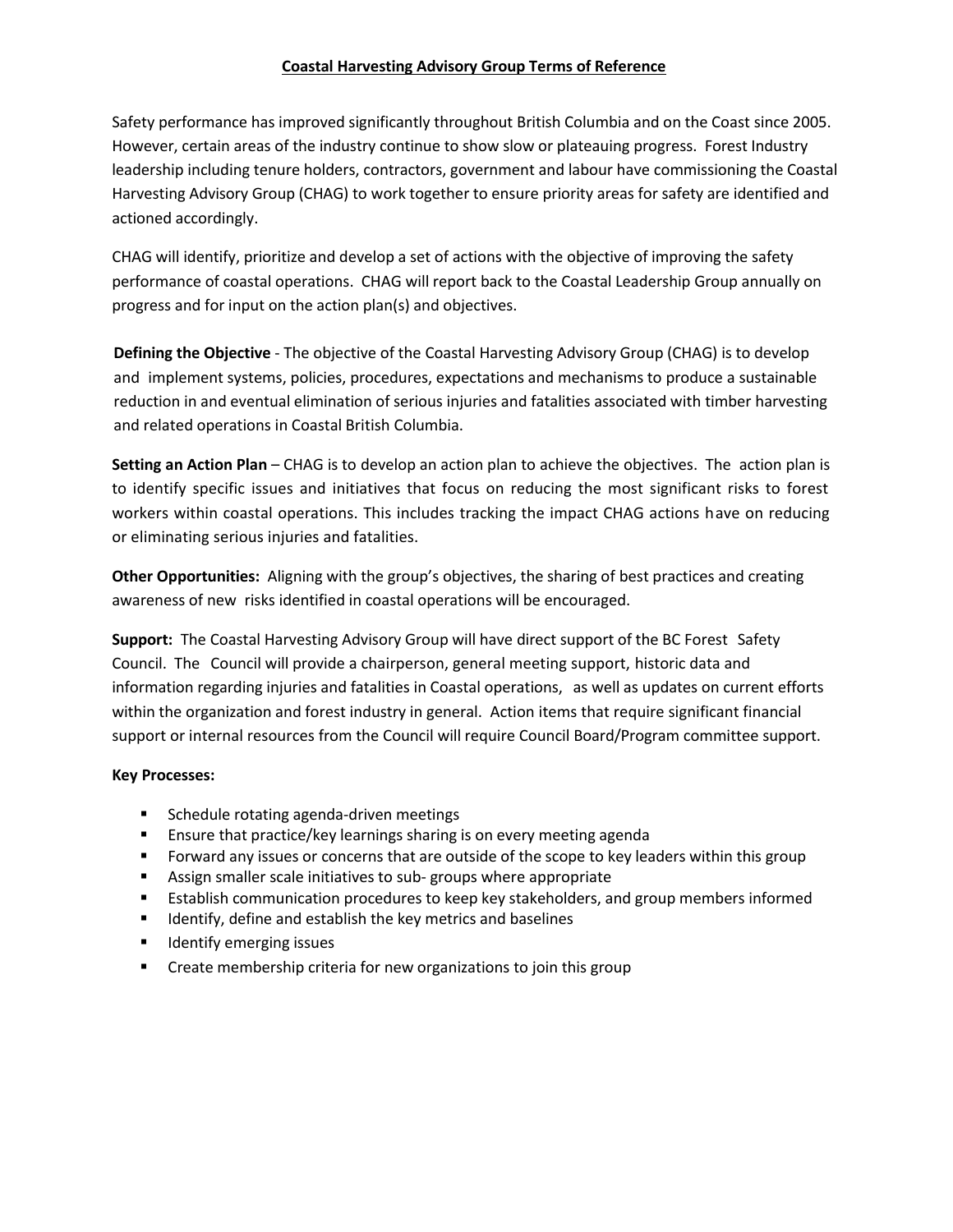# Coastal Harvesting Advisory Group Terms of Reference

Safety performance has improved significantly throughout British Columbia and on the Coast since 2005. However, certain areas of the industry continue to show slow or plateauing progress. Forest Industry leadership including tenure holders, contractors, government and labour have commissioning the Coastal Harvesting Advisory Group (CHAG) to work together to ensure priority areas for safety are identified and actioned accordingly.

CHAG will identify, prioritize and develop a set of actions with the objective of improving the safety performance of coastal operations. CHAG will report back to the Coastal Leadership Group annually on progress and for input on the action plan(s) and objectives.

**Defining the Objective** - The objective of the Coastal Harvesting Advisory Group (CHAG) is to develop and implement systems, policies, procedures, expectations and mechanisms to produce a sustainable reduction in and eventual elimination of serious injuries and fatalities associated with timber harvesting and related operations in Coastal British Columbia.

**Setting an Action Plan** – CHAG is to develop an action plan to achieve the objectives. The action plan is to identify specific issues and initiatives that focus on reducing the most significant risks to forest workers within coastal operations. This includes tracking the impact CHAG actions have on reducing or eliminating serious injuries and fatalities.

**Other Opportunities:** Aligning with the group's objectives, the sharing of best practices and creating awareness of new risks identified in coastal operations will be encouraged.

**Support:** The Coastal Harvesting Advisory Group will have direct support of the BC Forest Safety Council. The Council will provide a chairperson, general meeting support, historic data and information regarding injuries and fatalities in Coastal operations, as well as updates on current efforts within the organization and forest industry in general. Action items that require significant financial support or internal resources from the Council will require Council Board/Program committee support.

**Key Processes:**

- Schedule rotating agenda-driven meetings
- Ensure that practice/key learnings sharing is on every meeting agenda
- Forward any issues or concerns that are outside of the scope to key leaders within this group
- Assign smaller scale initiatives to sub- groups where appropriate
- Establish communication procedures to keep key stakeholders, and group members informed
- Identify, define and establish the key metrics and baselines
- Identify emerging issues
- Create membership criteria for new organizations to join this group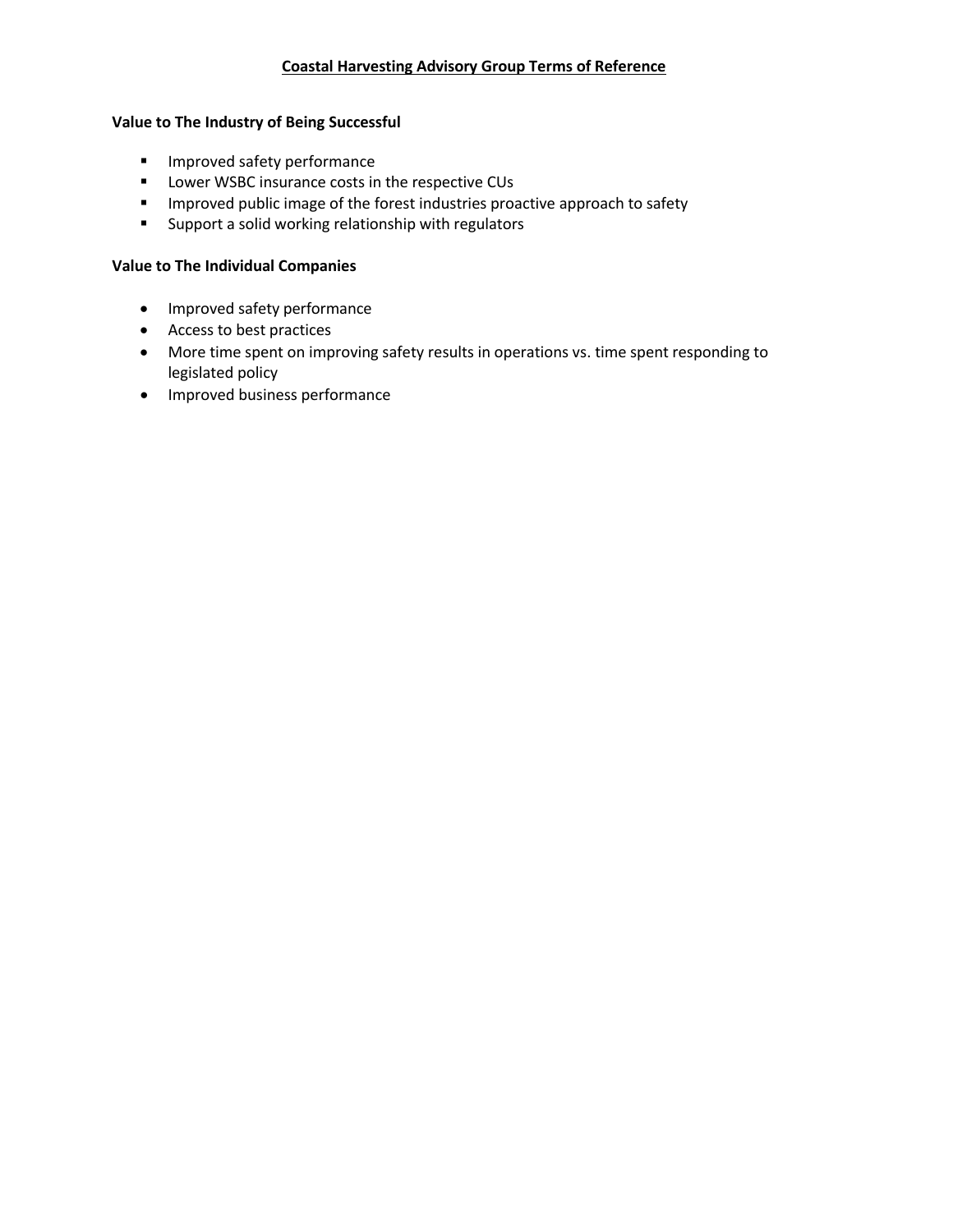**Coastal Harvesting Advisory Group Terms of Reference**

**Value to The Industry of Being Successful**

- Improved safety performance
- Lower WSBC insurance costs in the respective CUs
- Improved public image of the forest industries proactive approach to safety
- Support a solid working relationship with regulators

**Value to The Individual Companies**

- Improved safety performance
- Access to best practices
- More time spent on improving safety results in operations vs. time spent responding to legislated policy
- Improved business performance